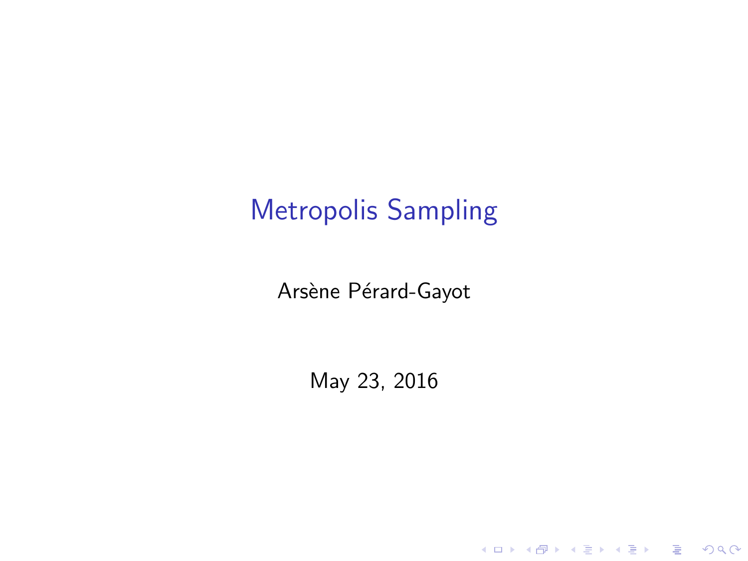# Metropolis Sampling

Arsène Pérard-Gayot

May 23, 2016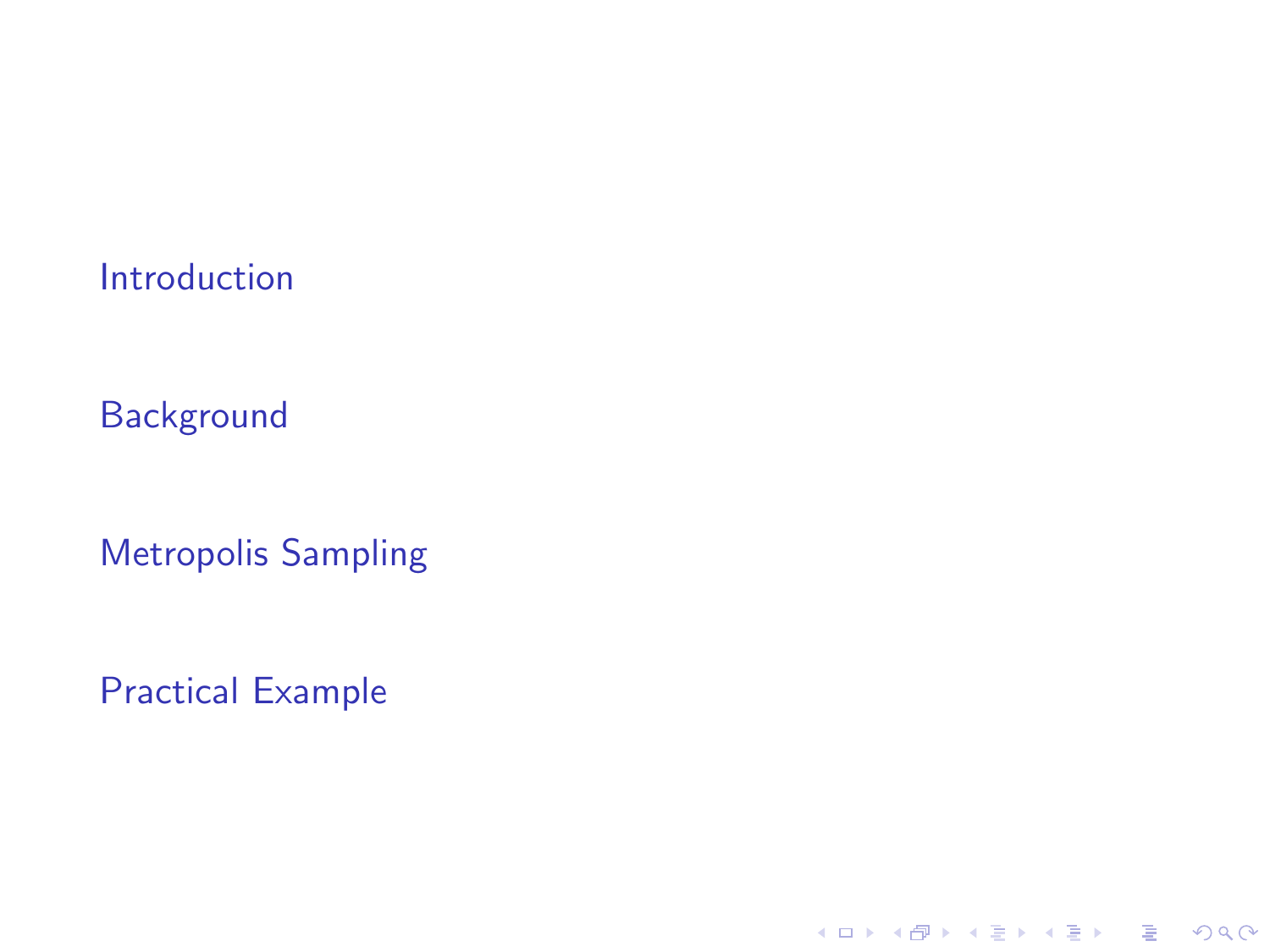Introduction

Background

Metropolis Sampling

Practical Example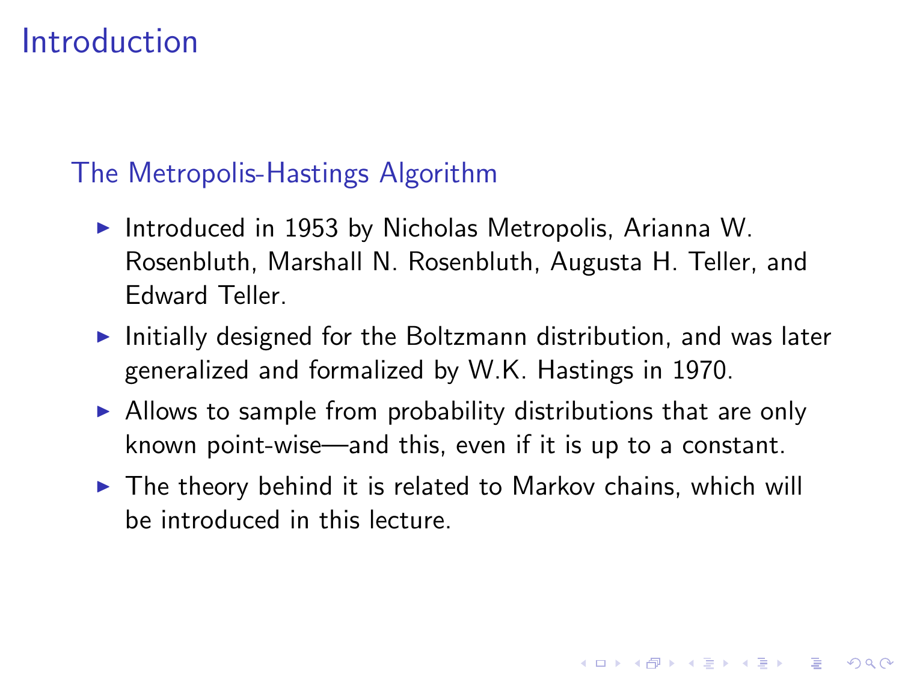# Introduction

## The Metropolis-Hastings Algorithm

- Introduced in 1953 by Nicholas Metropolis, Arianna W. Rosenbluth, Marshall N. Rosenbluth, Augusta H. Teller, and Edward Teller.
- Initially designed for the Boltzmann distribution, and was later generalized and formalized by W.K. Hastings in 1970.
- Allows to sample from probability distributions that are only known point-wise—and this, even if it is up to a constant.
- The theory behind it is related to Markov chains, which will be introduced in this lecture.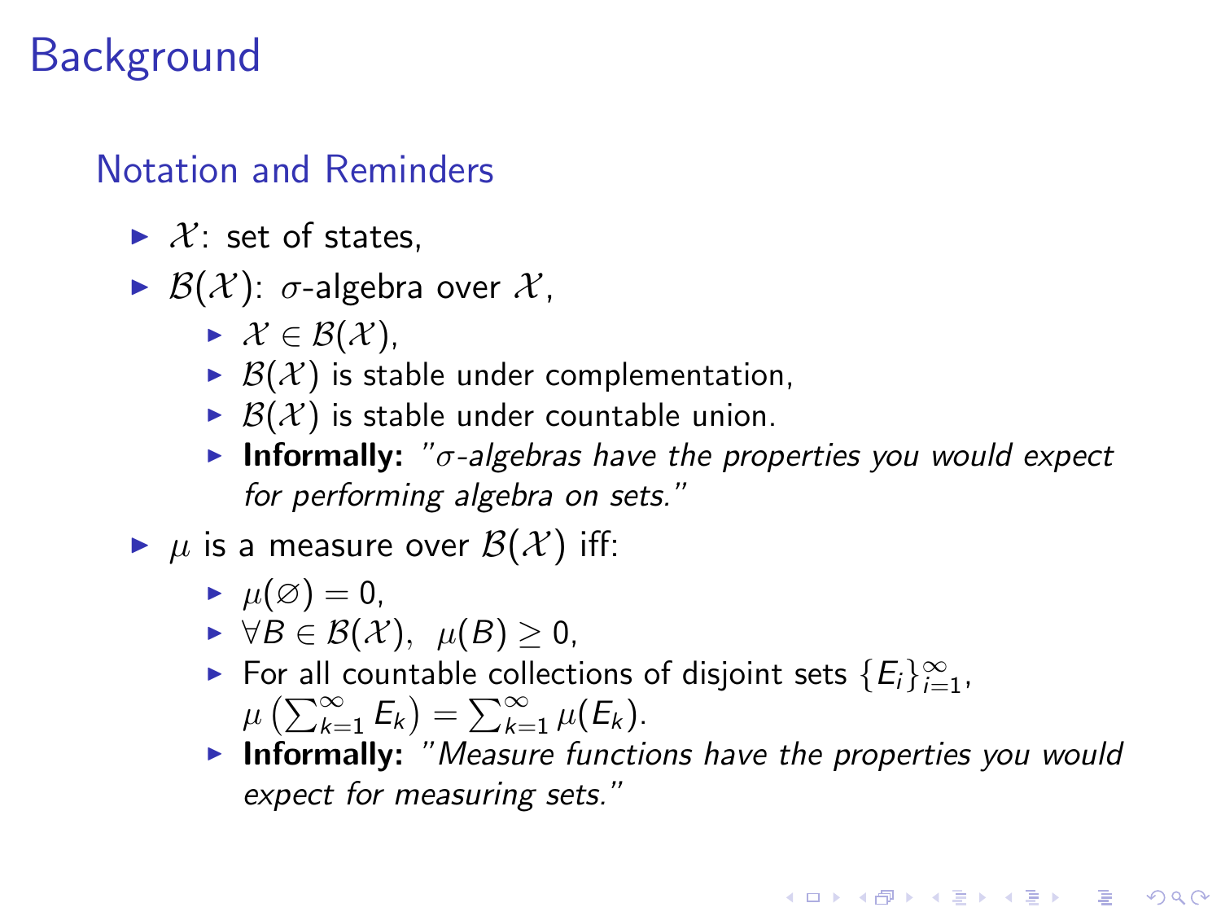# Background

## Notation and Reminders

- $\mathcal{X}$: set of states,
- $\mathcal{B}(\mathcal{X})$: $\sigma$-algebra over $\mathcal{X}$,
  - $\mathcal{X} \in \mathcal{B}(\mathcal{X})$,
  - $\mathcal{B}(\mathcal{X})$ is stable under complementation,
  - $\mathcal{B}(\mathcal{X})$ is stable under countable union.
  - **Informally:** *"$\sigma$-algebras have the properties you would expect for performing algebra on sets."*
- $\mu$ is a measure over $\mathcal{B}(\mathcal{X})$ iff:
  - $\mu(\varnothing) = 0$,
  - $\forall B \in \mathcal{B}(\mathcal{X}), \;\; \mu(B) \geq 0$,
  - For all countable collections of disjoint sets $\{E_i\}_{i=1}^{\infty}$, $\mu\left(\sum_{k=1}^{\infty} E_k\right) = \sum_{k=1}^{\infty} \mu(E_k)$.
  - **Informally:** *"Measure functions have the properties you would expect for measuring sets."*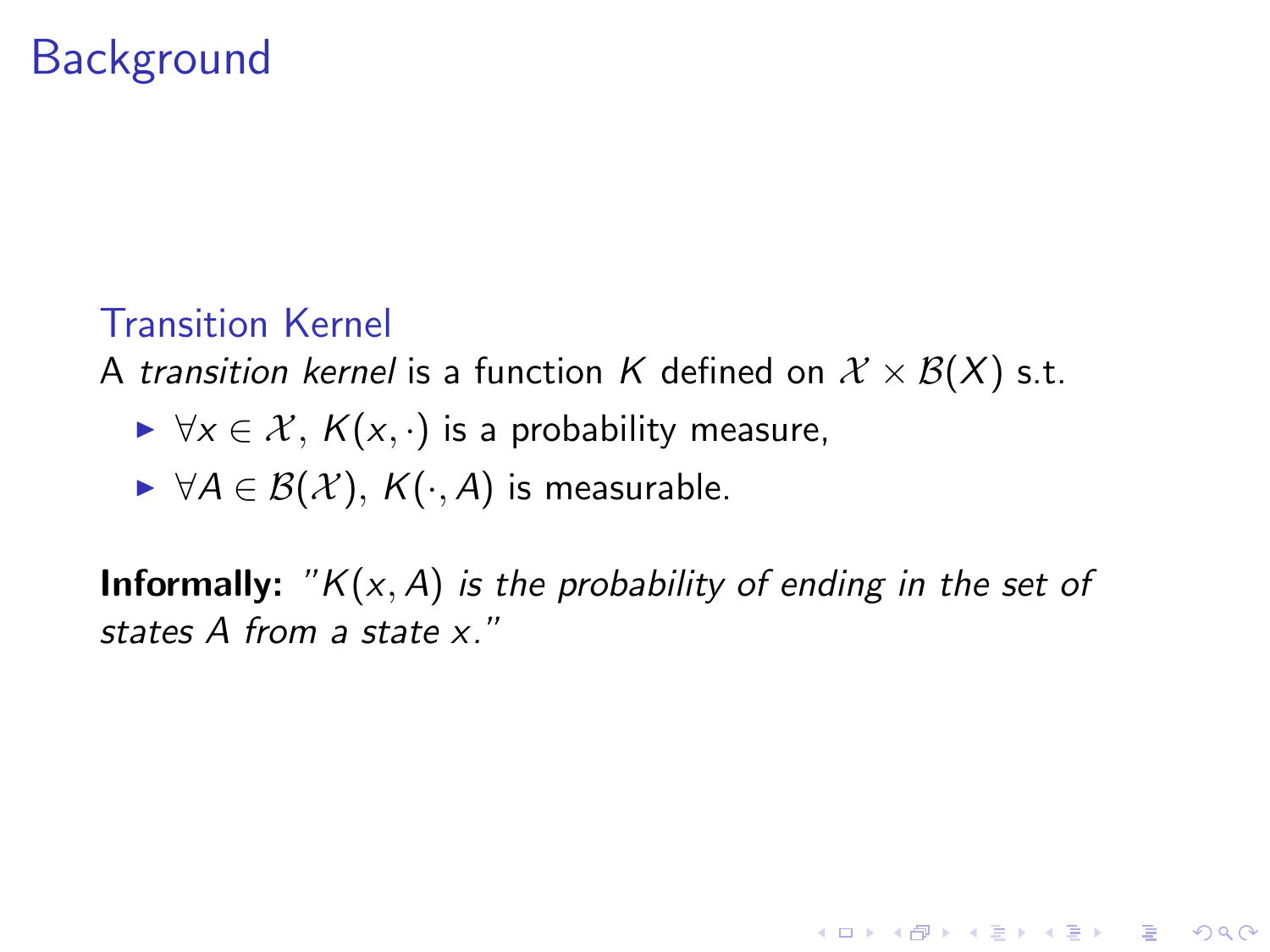# Background

### Transition Kernel

A *transition kernel* is a function $K$ defined on $\mathcal{X} \times \mathcal{B}(X)$ s.t.

- $\forall x \in \mathcal{X}$, $K(x, \cdot)$ is a probability measure,
- $\forall A \in \mathcal{B}(\mathcal{X})$, $K(\cdot, A)$ is measurable.

**Informally:** *"$K(x, A)$ is the probability of ending in the set of states $A$ from a state $x$."*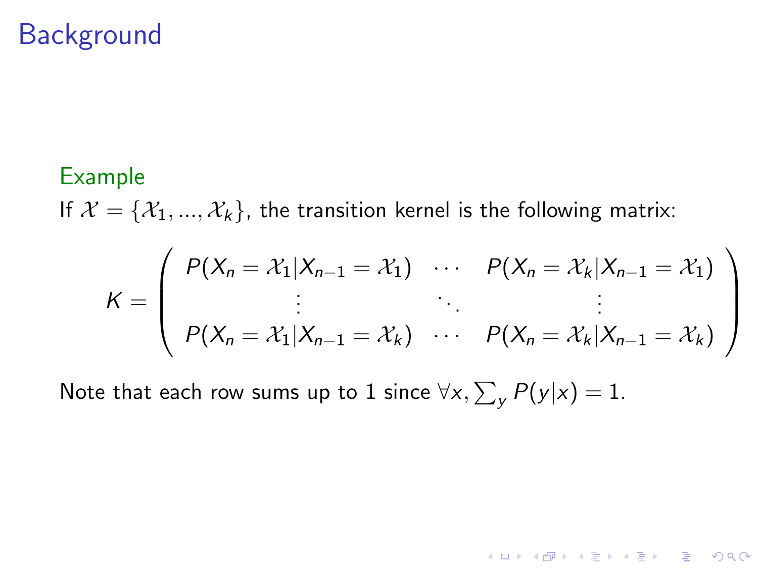# Background

**Example**

If $\mathcal{X} = \{\mathcal{X}_1, ..., \mathcal{X}_k\}$, the transition kernel is the following matrix:

$$K = \begin{pmatrix} P(X_n = \mathcal{X}_1 | X_{n-1} = \mathcal{X}_1) & \cdots & P(X_n = \mathcal{X}_k | X_{n-1} = \mathcal{X}_1) \\ \vdots & \ddots & \vdots \\ P(X_n = \mathcal{X}_1 | X_{n-1} = \mathcal{X}_k) & \cdots & P(X_n = \mathcal{X}_k | X_{n-1} = \mathcal{X}_k) \end{pmatrix}$$

Note that each row sums up to 1 since $\forall x, \sum_y P(y|x) = 1$.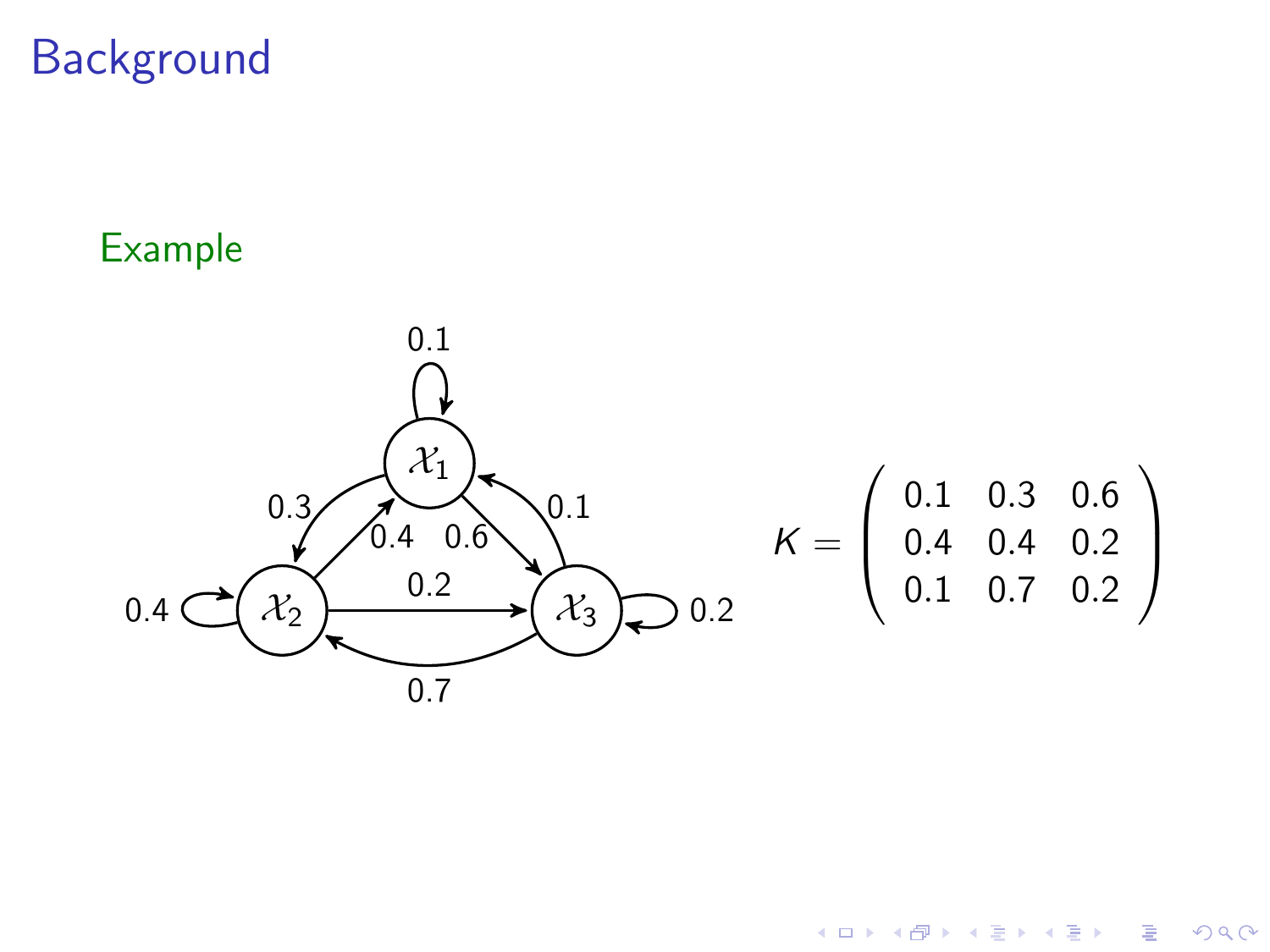# Background

## Example

$$K = \begin{pmatrix} 0.1 & 0.3 & 0.6 \\ 0.4 & 0.4 & 0.2 \\ 0.1 & 0.7 & 0.2 \end{pmatrix}$$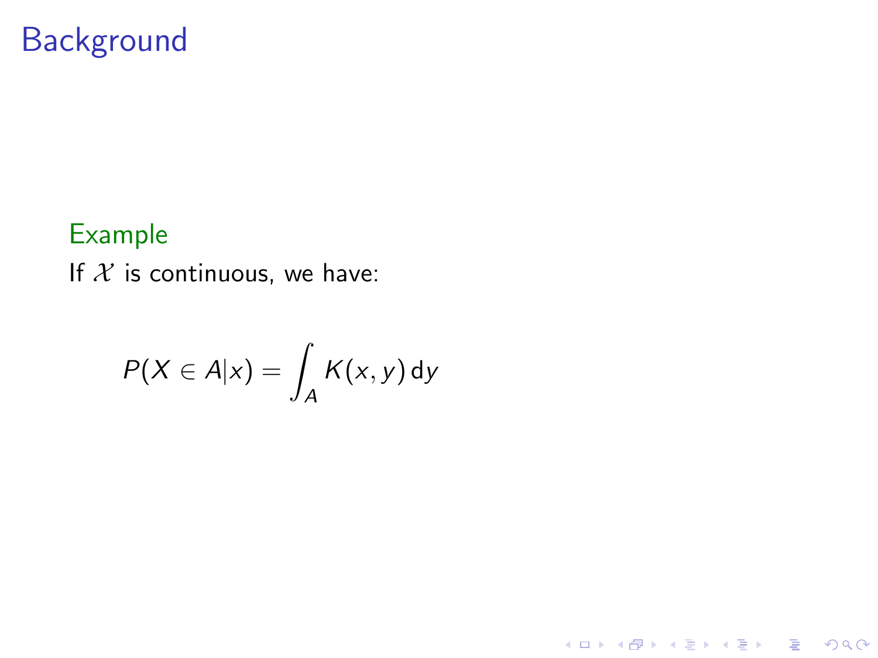# Background

**Example**

If $\mathcal{X}$ is continuous, we have:

$$P(X \in A|x) = \int_A K(x, y)\, \mathrm{d}y$$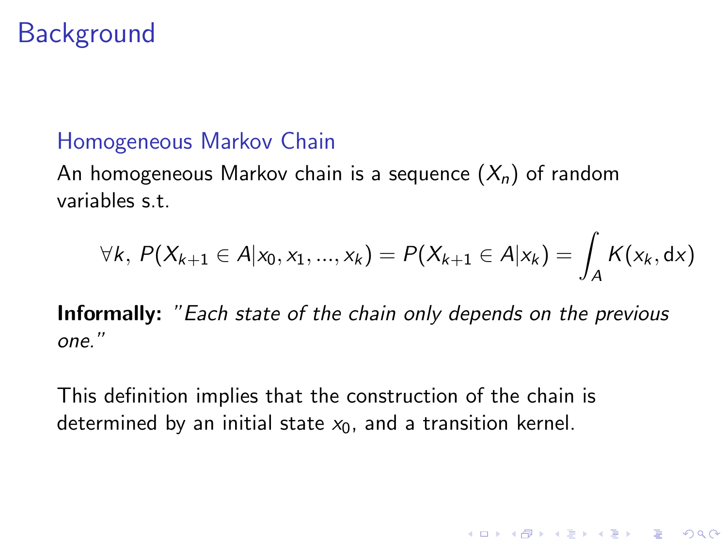# Background

### Homogeneous Markov Chain

An homogeneous Markov chain is a sequence $(X_n)$ of random variables s.t.

$$\forall k,\ P(X_{k+1} \in A | x_0, x_1, ..., x_k) = P(X_{k+1} \in A | x_k) = \int_A K(x_k, \mathrm{d}x)$$

**Informally:** *"Each state of the chain only depends on the previous one."*

This definition implies that the construction of the chain is determined by an initial state $x_0$, and a transition kernel.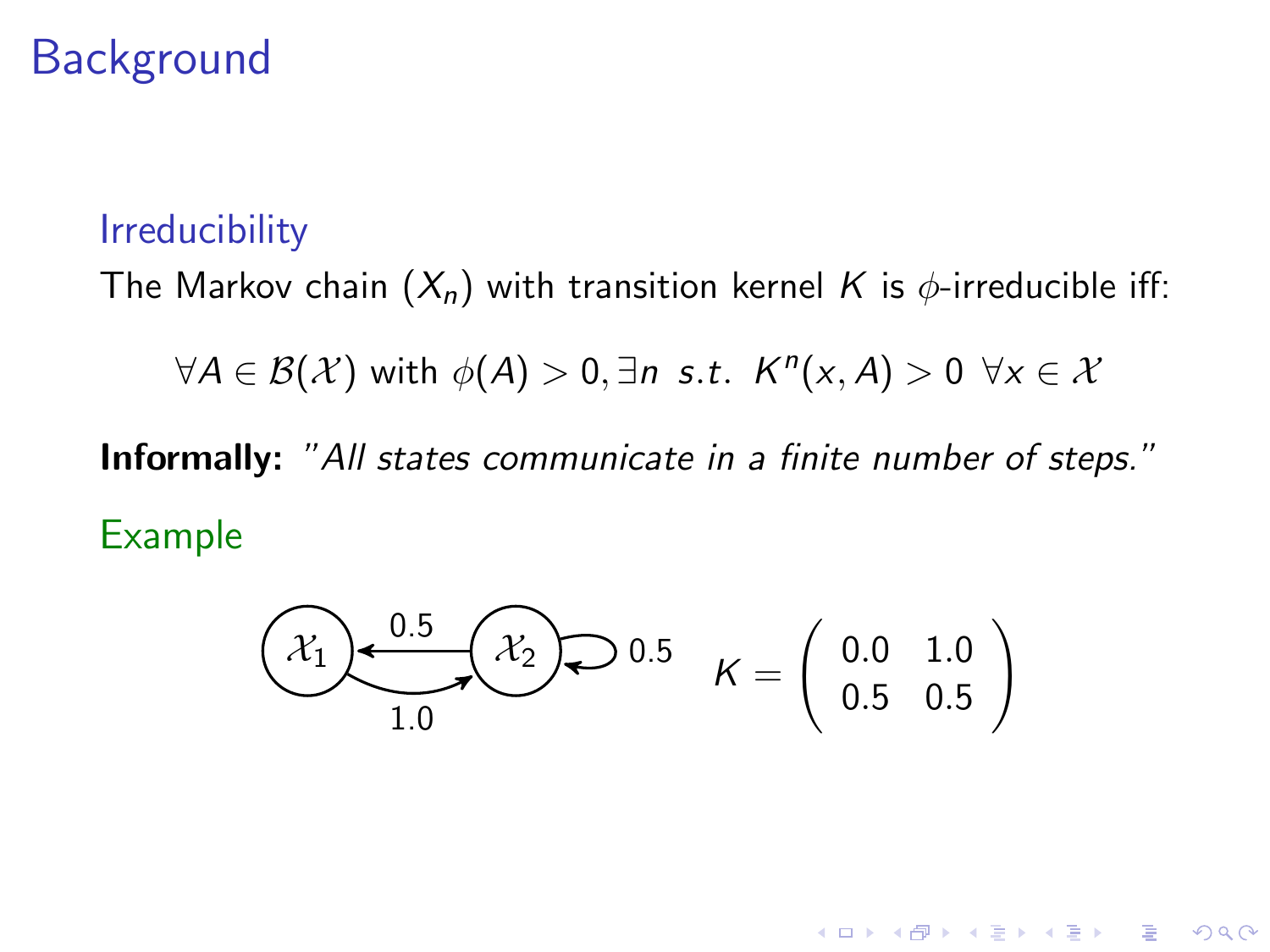# Background

### Irreducibility

The Markov chain $(X_n)$ with transition kernel $K$ is $\phi$-irreducible iff:

$$\forall A \in \mathcal{B}(\mathcal{X}) \text{ with } \phi(A) > 0, \exists n \;\; s.t. \;\; K^n(x, A) > 0 \;\; \forall x \in \mathcal{X}$$

**Informally:** *"All states communicate in a finite number of steps."*

### Example

$$K = \begin{pmatrix} 0.0 & 1.0 \\ 0.5 & 0.5 \end{pmatrix}$$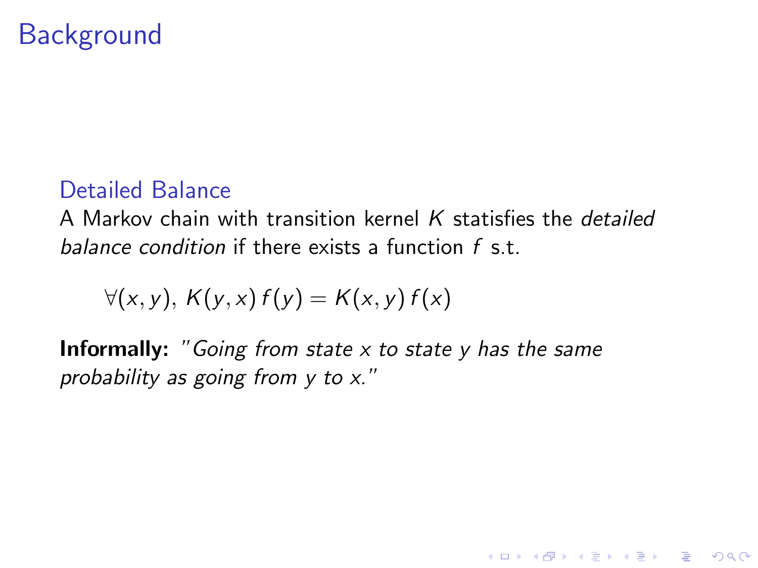# Background

## Detailed Balance

A Markov chain with transition kernel $K$ statisfies the *detailed balance condition* if there exists a function $f$ s.t.

$$\forall(x, y),\ K(y, x)\, f(y) = K(x, y)\, f(x)$$

**Informally:** *"Going from state x to state y has the same probability as going from y to x."*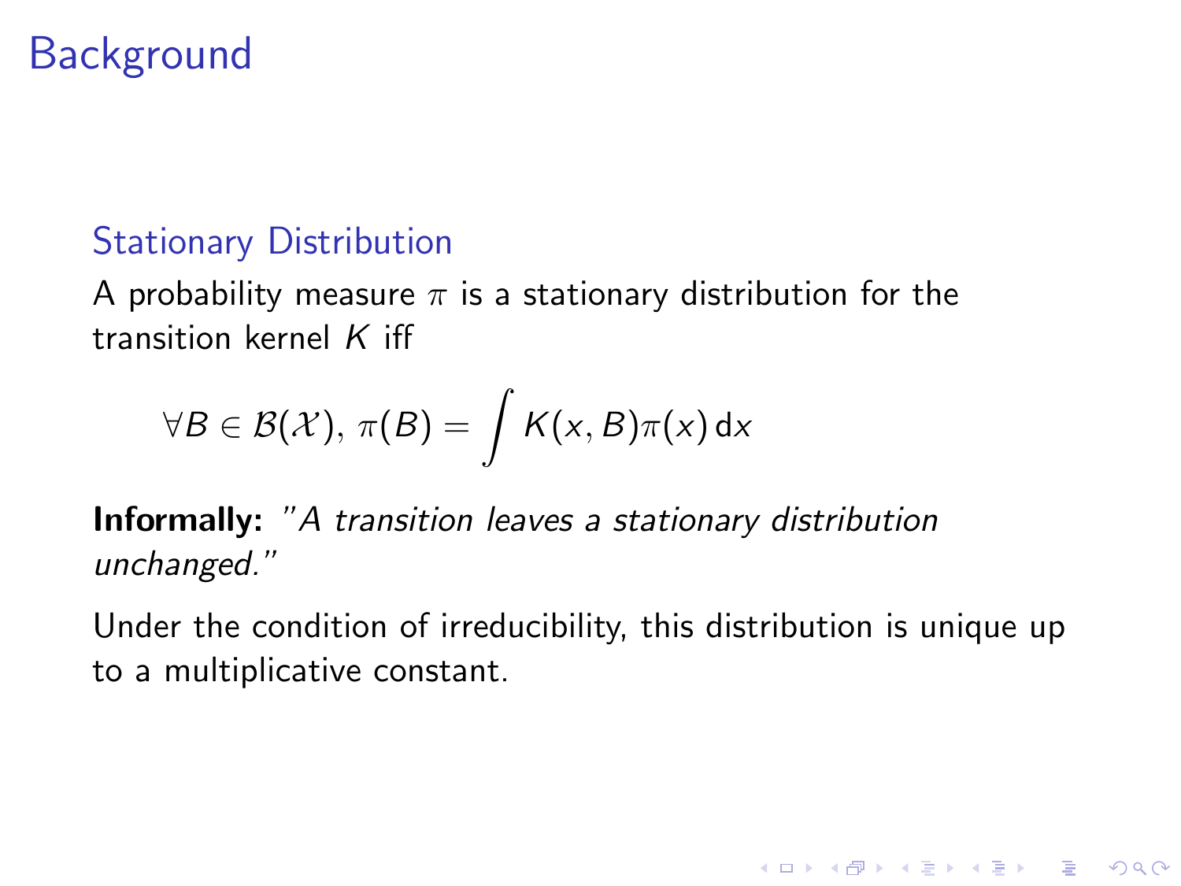# Background

## Stationary Distribution

A probability measure $\pi$ is a stationary distribution for the transition kernel $K$ iff

$$\forall B \in \mathcal{B}(\mathcal{X}),\, \pi(B) = \int K(x, B)\pi(x)\,\mathrm{d}x$$

**Informally:** *"A transition leaves a stationary distribution unchanged."*

Under the condition of irreducibility, this distribution is unique up to a multiplicative constant.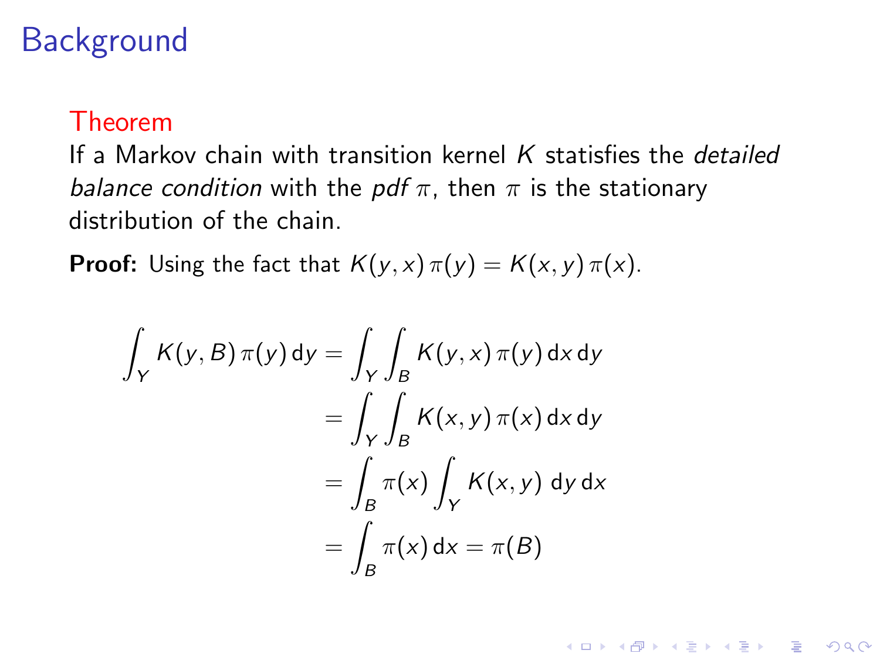# Background

**Theorem**

If a Markov chain with transition kernel $K$ statisfies the *detailed balance condition* with the *pdf* $\pi$, then $\pi$ is the stationary distribution of the chain.

**Proof:** Using the fact that $K(y,x)\,\pi(y) = K(x,y)\,\pi(x)$.

$$
\begin{aligned}
\int_Y K(y,B)\,\pi(y)\,\mathrm{d}y &= \int_Y \int_B K(y,x)\,\pi(y)\,\mathrm{d}x\,\mathrm{d}y \\
&= \int_Y \int_B K(x,y)\,\pi(x)\,\mathrm{d}x\,\mathrm{d}y \\
&= \int_B \pi(x) \int_Y K(x,y)\;\mathrm{d}y\,\mathrm{d}x \\
&= \int_B \pi(x)\,\mathrm{d}x = \pi(B)
\end{aligned}
$$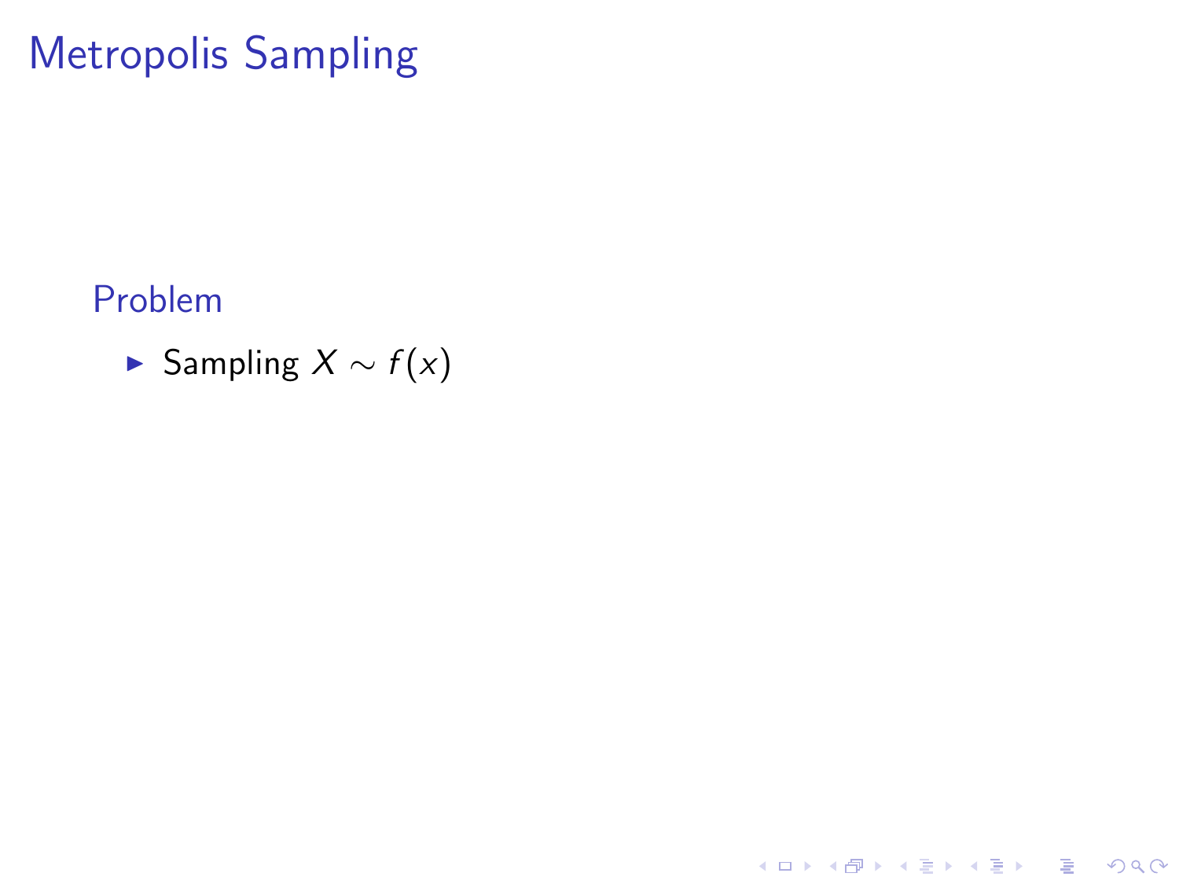# Metropolis Sampling

## Problem

- Sampling $X \sim f(x)$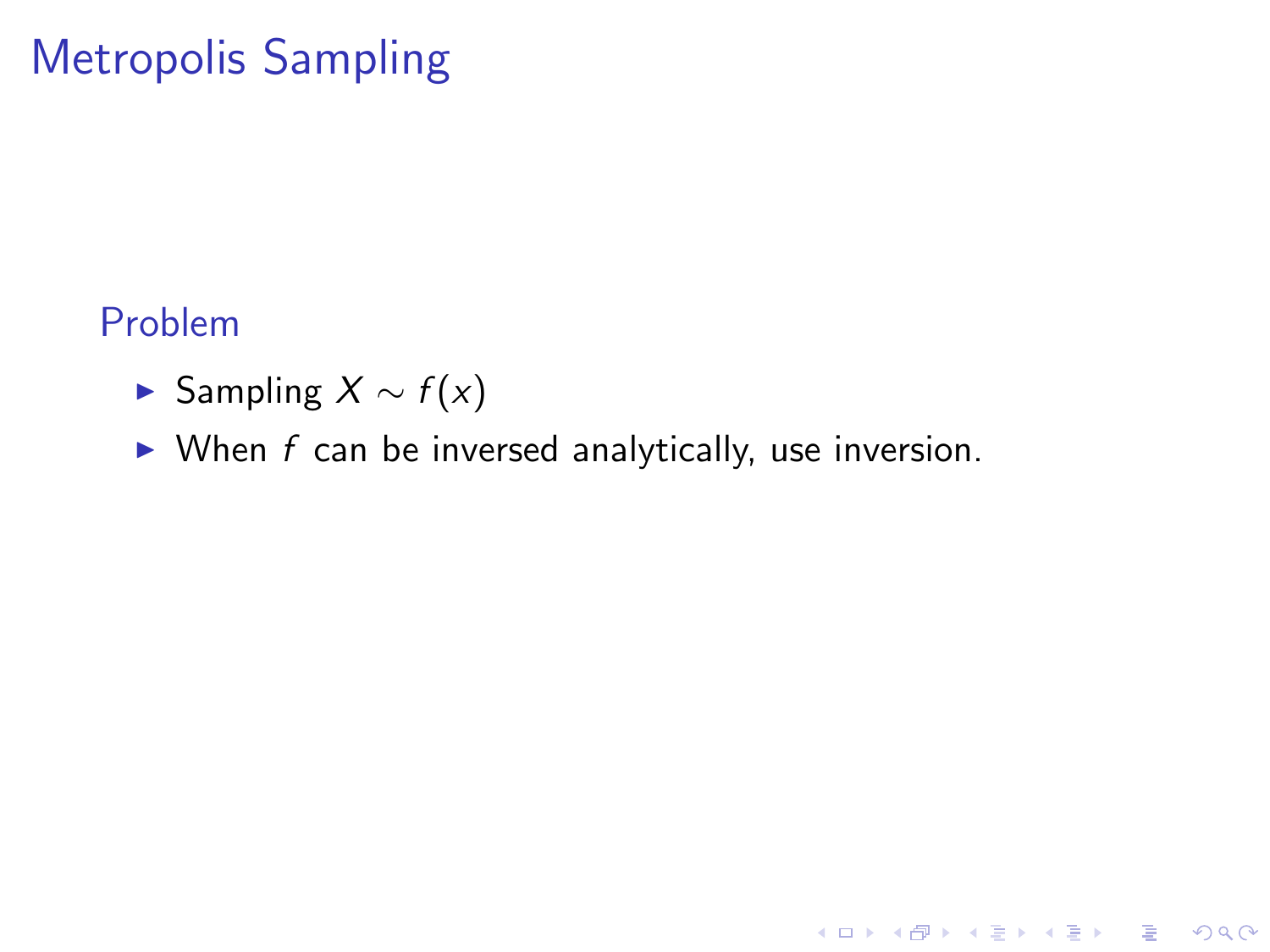# Metropolis Sampling

## Problem

- Sampling $X \sim f(x)$
- When $f$ can be inversed analytically, use inversion.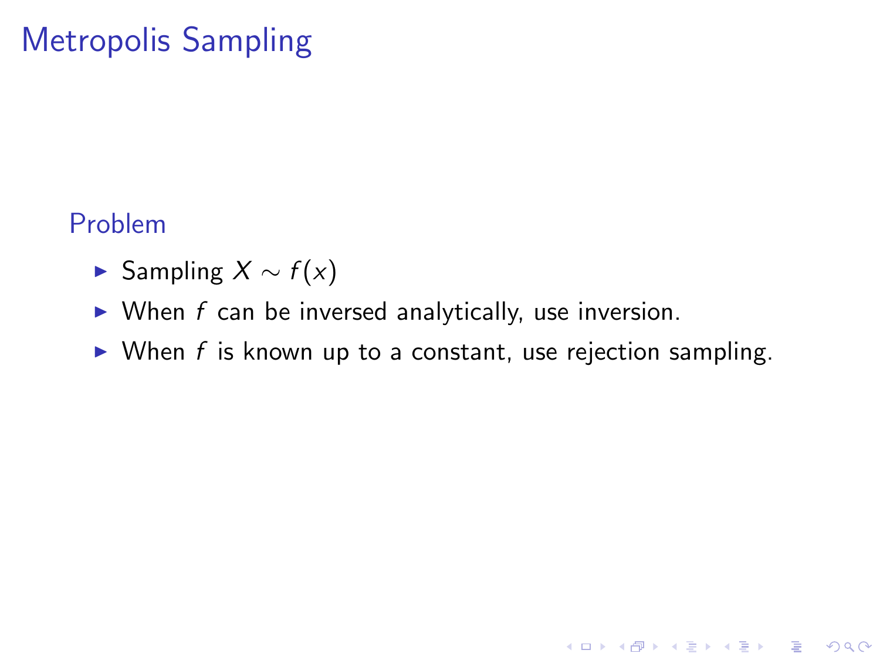# Metropolis Sampling

## Problem

- Sampling $X \sim f(x)$
- When $f$ can be inversed analytically, use inversion.
- When $f$ is known up to a constant, use rejection sampling.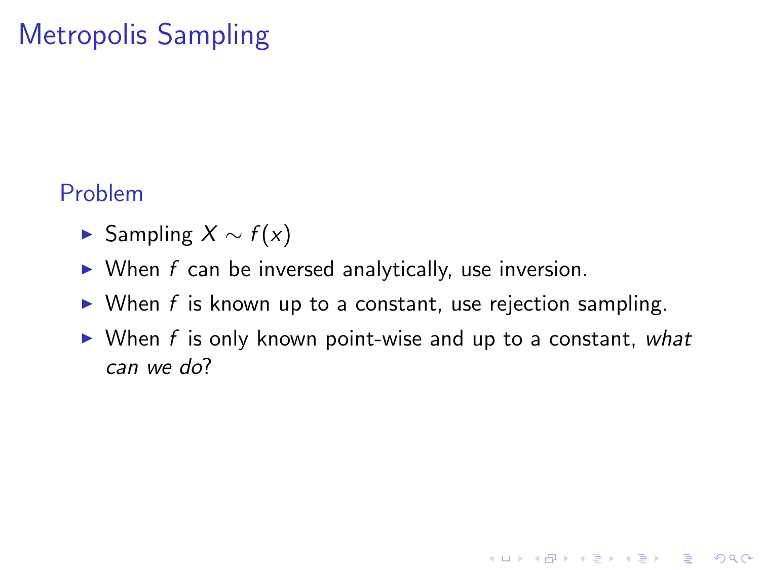# Metropolis Sampling

## Problem

- Sampling $X \sim f(x)$
- When $f$ can be inversed analytically, use inversion.
- When $f$ is known up to a constant, use rejection sampling.
- When $f$ is only known point-wise and up to a constant, *what can we do*?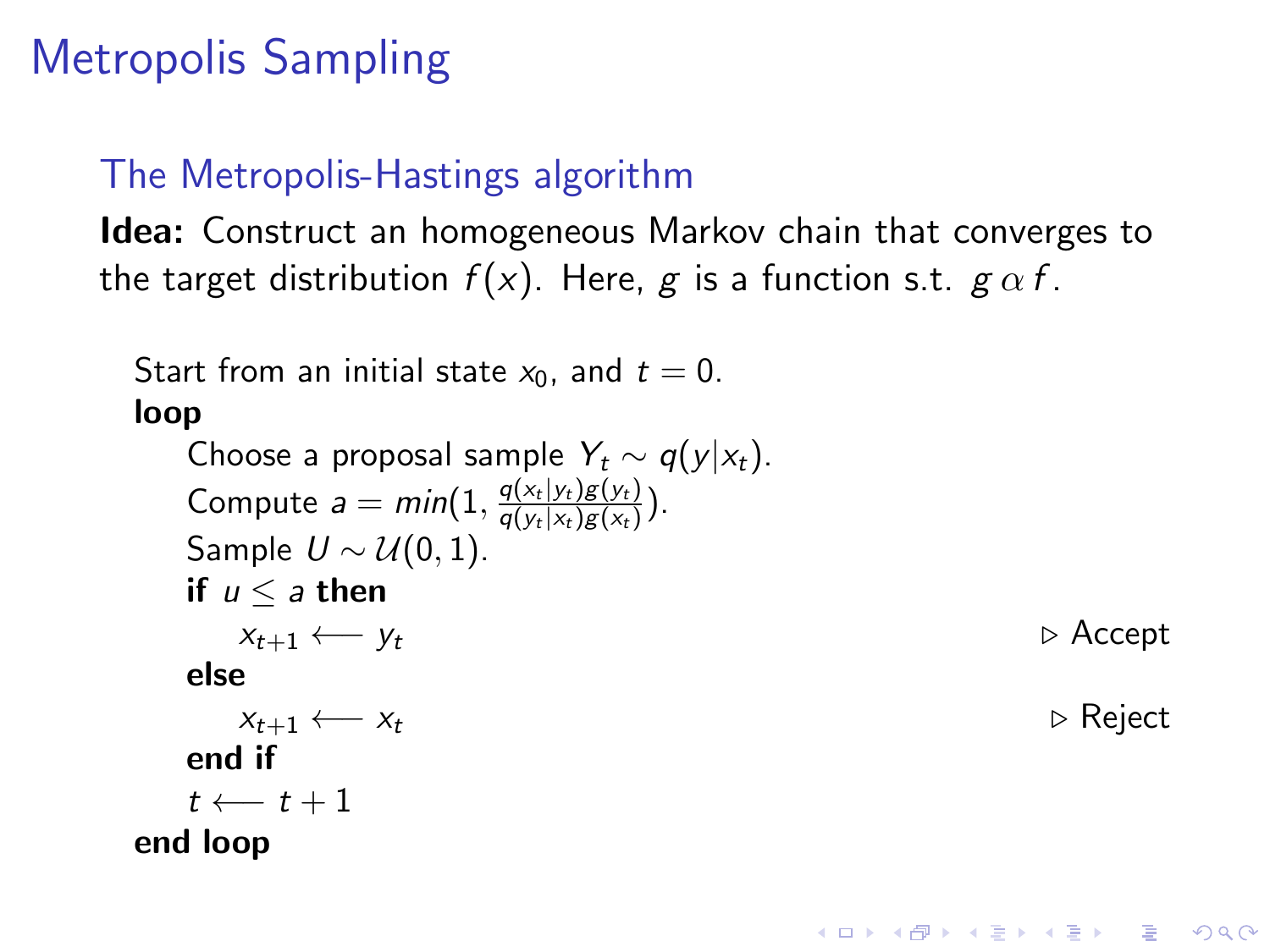# Metropolis Sampling

## The Metropolis-Hastings algorithm

**Idea:** Construct an homogeneous Markov chain that converges to the target distribution $f(x)$. Here, $g$ is a function s.t. $g \, \alpha \, f$.

```
Start from an initial state x_0, and t = 0.
loop
    Choose a proposal sample Y_t ~ q(y|x_t).
    Compute a = min(1, q(x_t|y_t)g(y_t) / (q(y_t|x_t)g(x_t))).
    Sample U ~ U(0,1).
    if u ≤ a then
        x_{t+1} ⟵ y_t                                  ▷ Accept
    else
        x_{t+1} ⟵ x_t                                  ▷ Reject
    end if
    t ⟵ t + 1
end loop
```

Start from an initial state $x_0$, and $t = 0$.
**loop**
- Choose a proposal sample $Y_t \sim q(y|x_t)$.
- Compute $a = min(1, \frac{q(x_t|y_t)g(y_t)}{q(y_t|x_t)g(x_t)})$.
- Sample $U \sim \mathcal{U}(0,1)$.
- **if** $u \leq a$ **then**
  - $x_{t+1} \longleftarrow y_t$ ▷ Accept
- **else**
  - $x_{t+1} \longleftarrow x_t$ ▷ Reject
- **end if**
- $t \longleftarrow t + 1$

**end loop**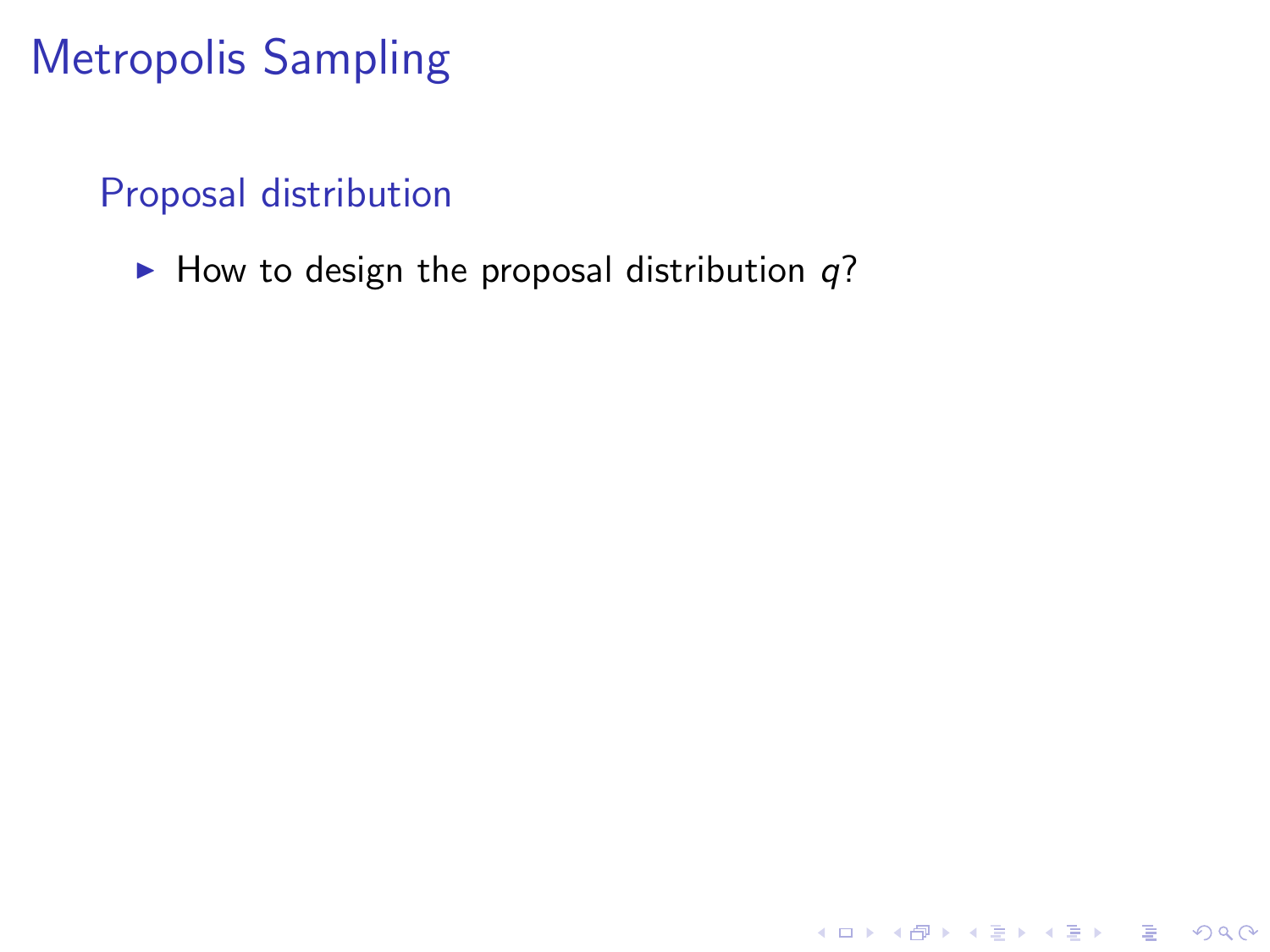# Metropolis Sampling

## Proposal distribution

- How to design the proposal distribution $q$?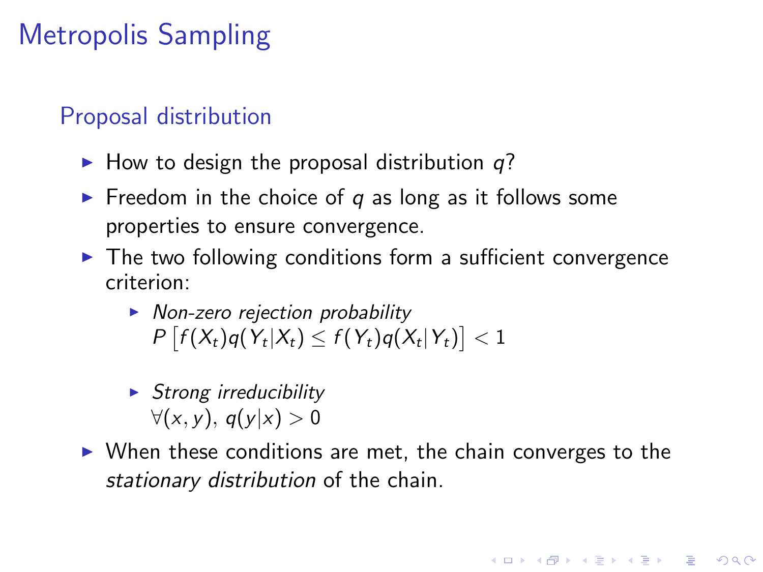# Metropolis Sampling

## Proposal distribution

- How to design the proposal distribution $q$?
- Freedom in the choice of $q$ as long as it follows some properties to ensure convergence.
- The two following conditions form a sufficient convergence criterion:
  - *Non-zero rejection probability*
    $P\left[f(X_t)q(Y_t|X_t) \leq f(Y_t)q(X_t|Y_t)\right] < 1$
  - *Strong irreducibility*
    $\forall(x, y),\ q(y|x) > 0$
- When these conditions are met, the chain converges to the *stationary distribution* of the chain.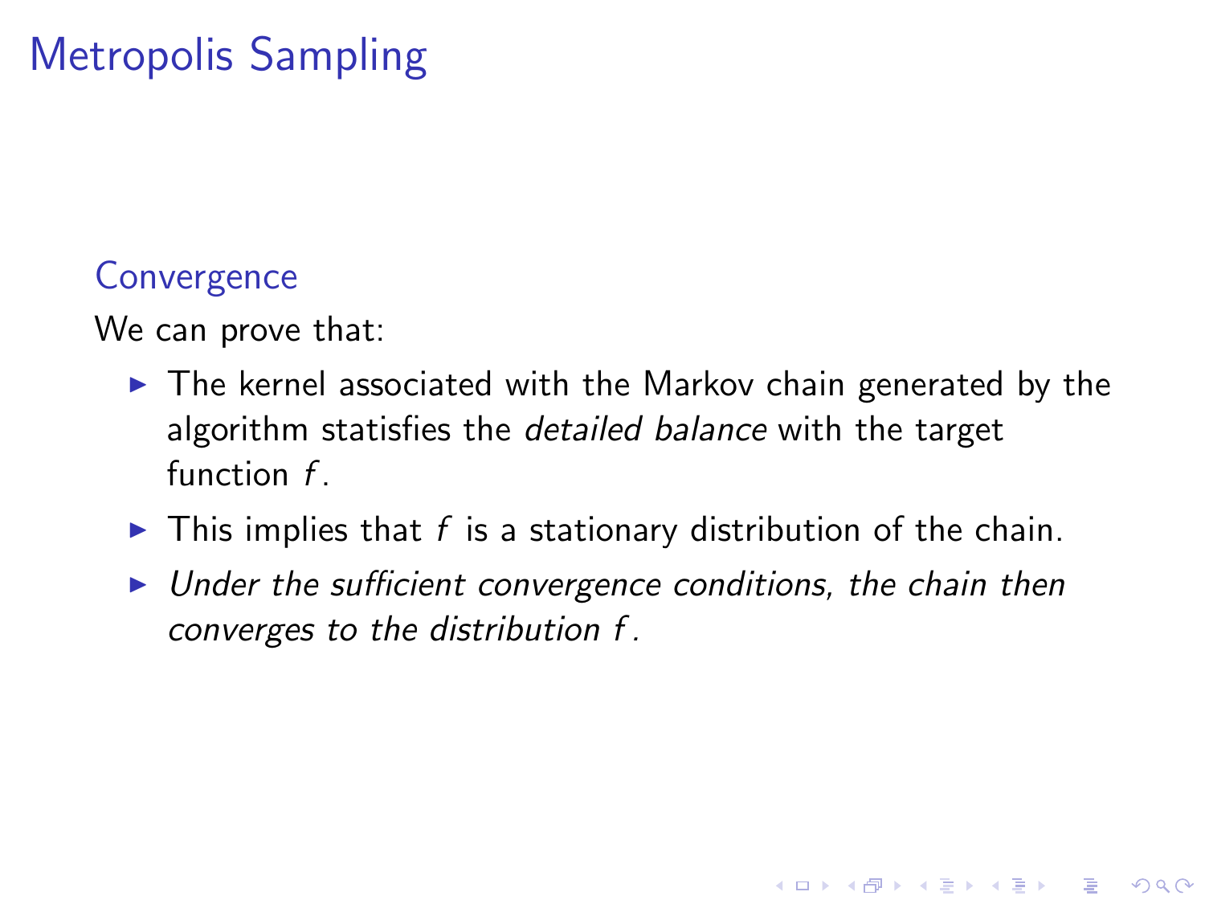# Metropolis Sampling

### Convergence

We can prove that:

- The kernel associated with the Markov chain generated by the algorithm statisfies the *detailed balance* with the target function $f$.
- This implies that $f$ is a stationary distribution of the chain.
- *Under the sufficient convergence conditions, the chain then converges to the distribution $f$.*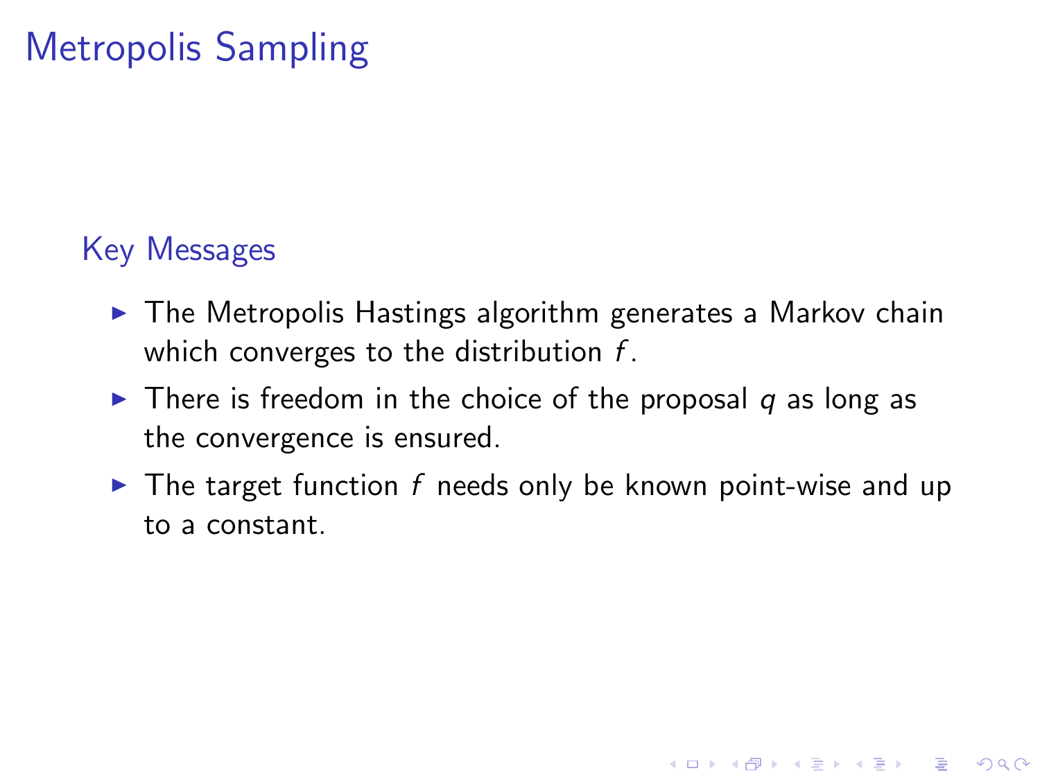# Metropolis Sampling

## Key Messages

- The Metropolis Hastings algorithm generates a Markov chain which converges to the distribution $f$.
- There is freedom in the choice of the proposal $q$ as long as the convergence is ensured.
- The target function $f$ needs only be known point-wise and up to a constant.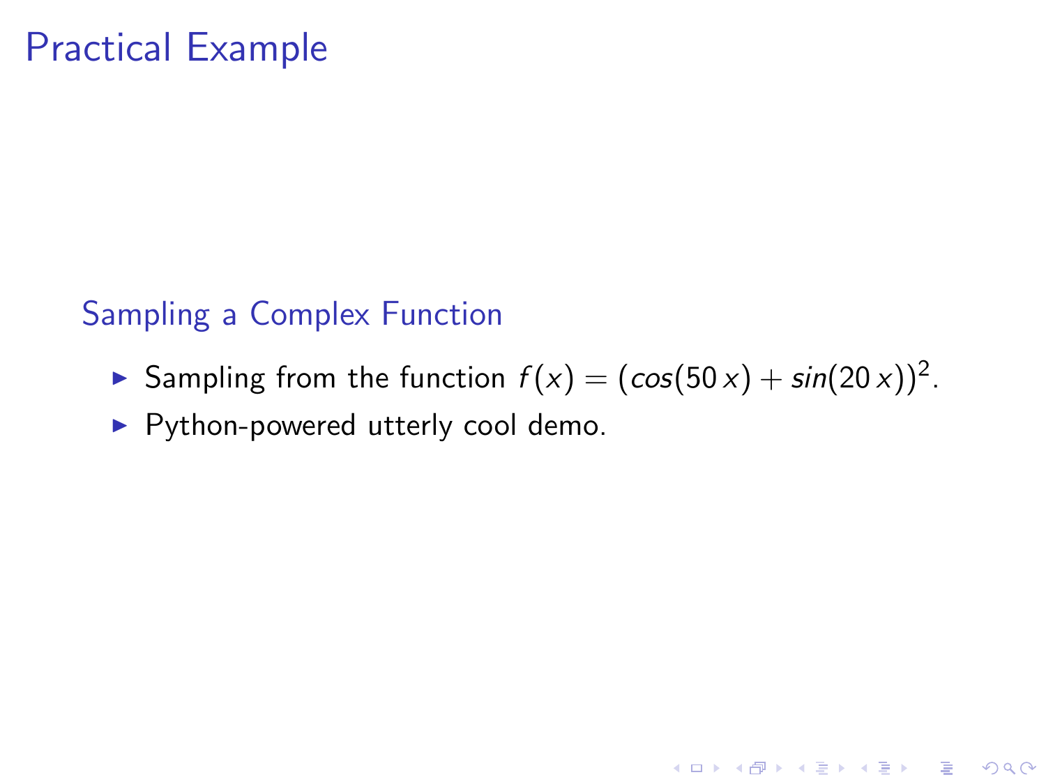# Practical Example

## Sampling a Complex Function

- Sampling from the function $f(x) = (cos(50\,x) + sin(20\,x))^2$.
- Python-powered utterly cool demo.